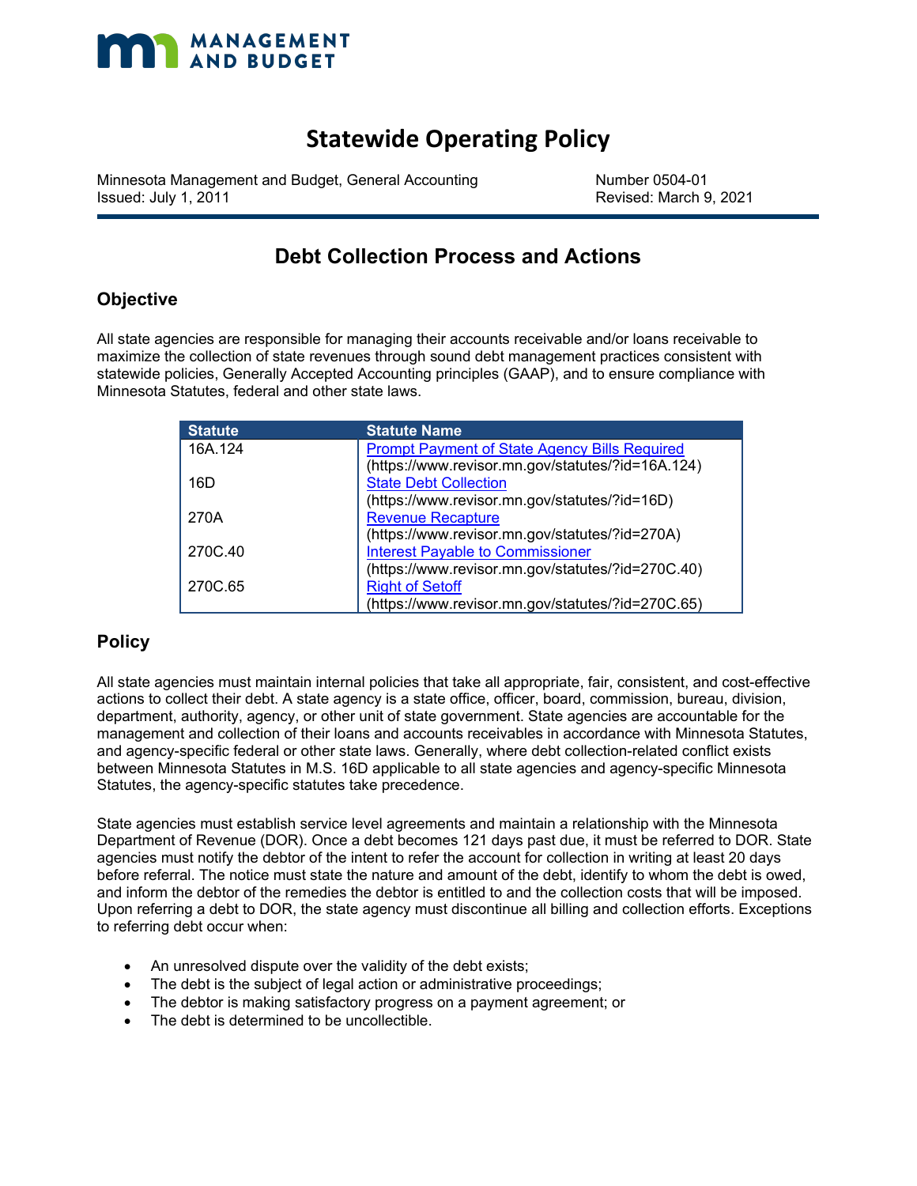MANAGEMENT AND BUDGET

# Statewide Operating Policy

Minnesota Management and Budget, General Accounting
Issued: July 1, 2011

Number 0504-01
Revised: March 9, 2021

## Debt Collection Process and Actions

### Objective

All state agencies are responsible for managing their accounts receivable and/or loans receivable to maximize the collection of state revenues through sound debt management practices consistent with statewide policies, Generally Accepted Accounting principles (GAAP), and to ensure compliance with Minnesota Statutes, federal and other state laws.

| Statute | Statute Name |
|---|---|
| 16A.124 | [Prompt Payment of State Agency Bills Required](https://www.revisor.mn.gov/statutes/?id=16A.124) (https://www.revisor.mn.gov/statutes/?id=16A.124) |
| 16D | [State Debt Collection](https://www.revisor.mn.gov/statutes/?id=16D) (https://www.revisor.mn.gov/statutes/?id=16D) |
| 270A | [Revenue Recapture](https://www.revisor.mn.gov/statutes/?id=270A) (https://www.revisor.mn.gov/statutes/?id=270A) |
| 270C.40 | [Interest Payable to Commissioner](https://www.revisor.mn.gov/statutes/?id=270C.40) (https://www.revisor.mn.gov/statutes/?id=270C.40) |
| 270C.65 | [Right of Setoff](https://www.revisor.mn.gov/statutes/?id=270C.65) (https://www.revisor.mn.gov/statutes/?id=270C.65) |

### Policy

All state agencies must maintain internal policies that take all appropriate, fair, consistent, and cost-effective actions to collect their debt. A state agency is a state office, officer, board, commission, bureau, division, department, authority, agency, or other unit of state government. State agencies are accountable for the management and collection of their loans and accounts receivables in accordance with Minnesota Statutes, and agency-specific federal or other state laws. Generally, where debt collection-related conflict exists between Minnesota Statutes in M.S. 16D applicable to all state agencies and agency-specific Minnesota Statutes, the agency-specific statutes take precedence.

State agencies must establish service level agreements and maintain a relationship with the Minnesota Department of Revenue (DOR). Once a debt becomes 121 days past due, it must be referred to DOR. State agencies must notify the debtor of the intent to refer the account for collection in writing at least 20 days before referral. The notice must state the nature and amount of the debt, identify to whom the debt is owed, and inform the debtor of the remedies the debtor is entitled to and the collection costs that will be imposed. Upon referring a debt to DOR, the state agency must discontinue all billing and collection efforts. Exceptions to referring debt occur when:

- An unresolved dispute over the validity of the debt exists;
- The debt is the subject of legal action or administrative proceedings;
- The debtor is making satisfactory progress on a payment agreement; or
- The debt is determined to be uncollectible.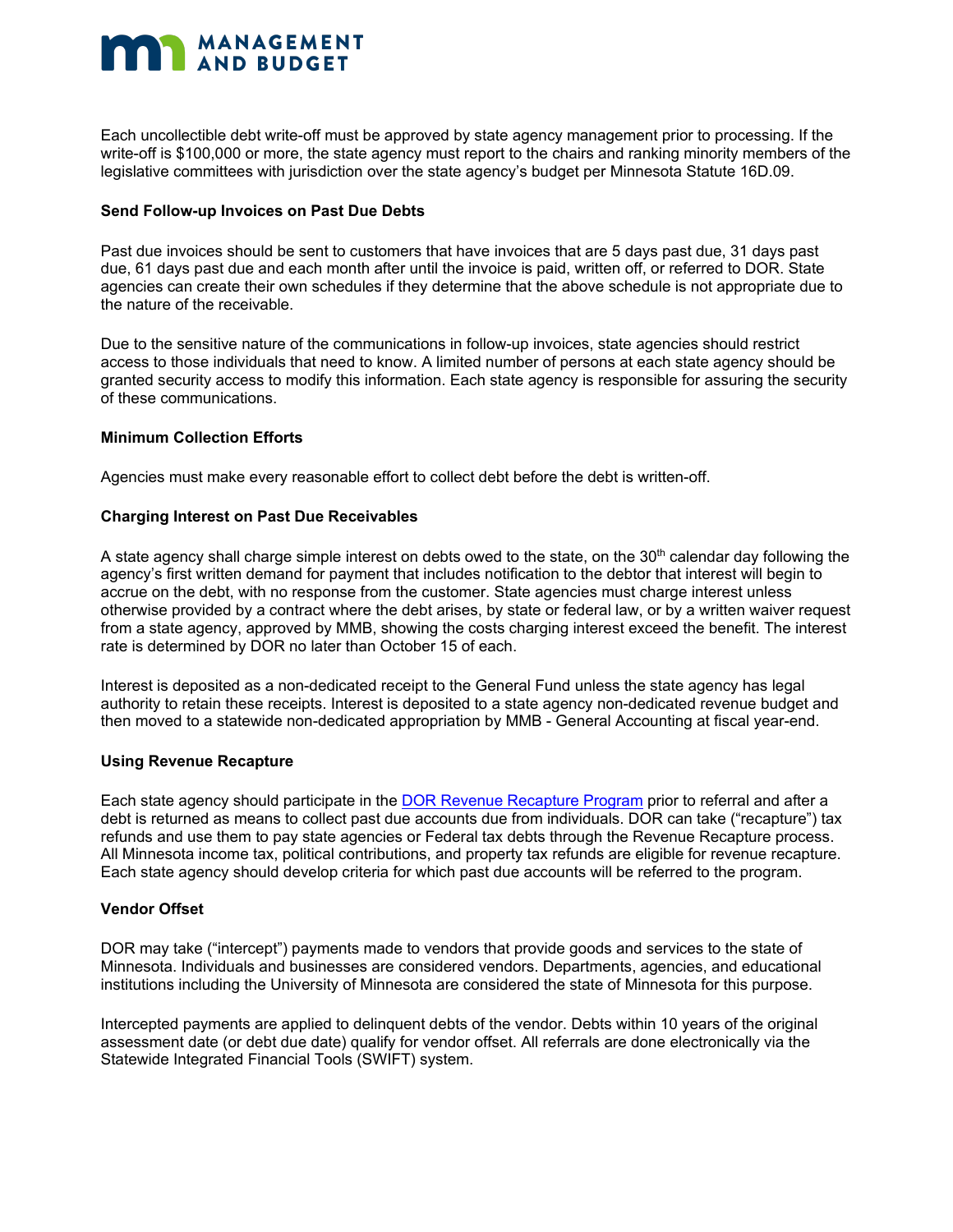Each uncollectible debt write-off must be approved by state agency management prior to processing. If the write-off is $100,000 or more, the state agency must report to the chairs and ranking minority members of the legislative committees with jurisdiction over the state agency's budget per Minnesota Statute 16D.09.

**Send Follow-up Invoices on Past Due Debts**

Past due invoices should be sent to customers that have invoices that are 5 days past due, 31 days past due, 61 days past due and each month after until the invoice is paid, written off, or referred to DOR. State agencies can create their own schedules if they determine that the above schedule is not appropriate due to the nature of the receivable.

Due to the sensitive nature of the communications in follow-up invoices, state agencies should restrict access to those individuals that need to know. A limited number of persons at each state agency should be granted security access to modify this information. Each state agency is responsible for assuring the security of these communications.

**Minimum Collection Efforts**

Agencies must make every reasonable effort to collect debt before the debt is written-off.

**Charging Interest on Past Due Receivables**

A state agency shall charge simple interest on debts owed to the state, on the 30th calendar day following the agency's first written demand for payment that includes notification to the debtor that interest will begin to accrue on the debt, with no response from the customer. State agencies must charge interest unless otherwise provided by a contract where the debt arises, by state or federal law, or by a written waiver request from a state agency, approved by MMB, showing the costs charging interest exceed the benefit. The interest rate is determined by DOR no later than October 15 of each.

Interest is deposited as a non-dedicated receipt to the General Fund unless the state agency has legal authority to retain these receipts. Interest is deposited to a state agency non-dedicated revenue budget and then moved to a statewide non-dedicated appropriation by MMB - General Accounting at fiscal year-end.

**Using Revenue Recapture**

Each state agency should participate in the DOR Revenue Recapture Program prior to referral and after a debt is returned as means to collect past due accounts due from individuals. DOR can take ("recapture") tax refunds and use them to pay state agencies or Federal tax debts through the Revenue Recapture process. All Minnesota income tax, political contributions, and property tax refunds are eligible for revenue recapture. Each state agency should develop criteria for which past due accounts will be referred to the program.

**Vendor Offset**

DOR may take ("intercept") payments made to vendors that provide goods and services to the state of Minnesota. Individuals and businesses are considered vendors. Departments, agencies, and educational institutions including the University of Minnesota are considered the state of Minnesota for this purpose.

Intercepted payments are applied to delinquent debts of the vendor. Debts within 10 years of the original assessment date (or debt due date) qualify for vendor offset. All referrals are done electronically via the Statewide Integrated Financial Tools (SWIFT) system.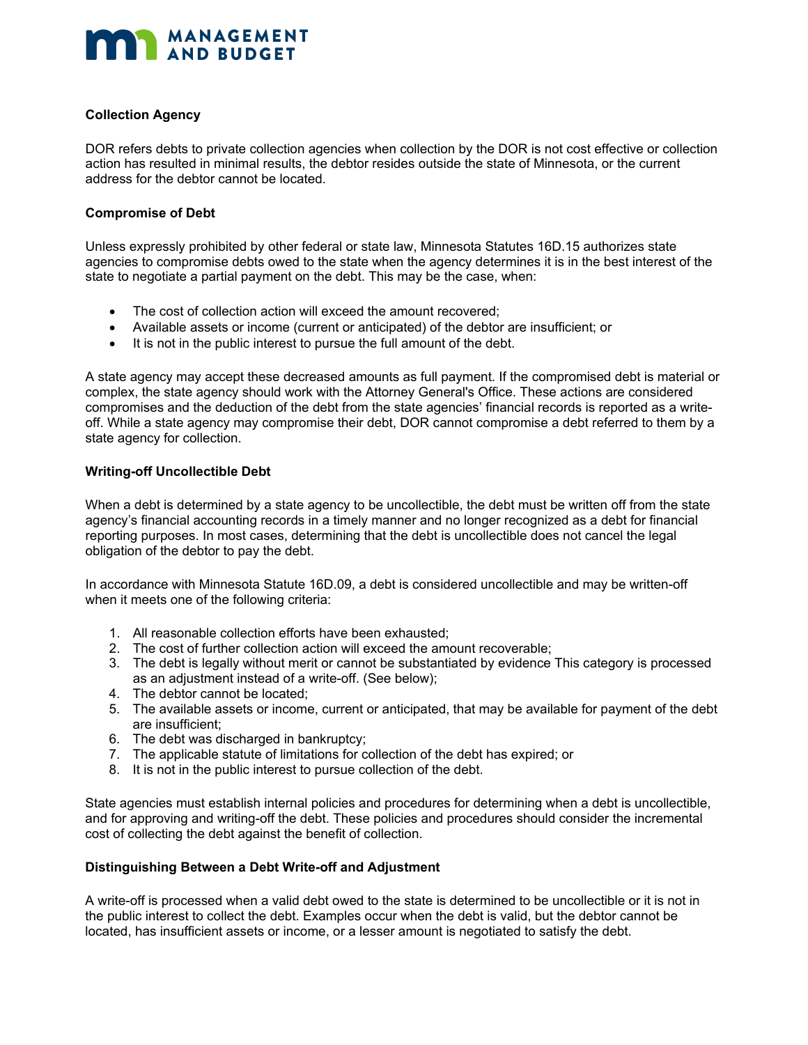**Collection Agency**

DOR refers debts to private collection agencies when collection by the DOR is not cost effective or collection action has resulted in minimal results, the debtor resides outside the state of Minnesota, or the current address for the debtor cannot be located.

**Compromise of Debt**

Unless expressly prohibited by other federal or state law, Minnesota Statutes 16D.15 authorizes state agencies to compromise debts owed to the state when the agency determines it is in the best interest of the state to negotiate a partial payment on the debt. This may be the case, when:

- The cost of collection action will exceed the amount recovered;
- Available assets or income (current or anticipated) of the debtor are insufficient; or
- It is not in the public interest to pursue the full amount of the debt.

A state agency may accept these decreased amounts as full payment. If the compromised debt is material or complex, the state agency should work with the Attorney General's Office. These actions are considered compromises and the deduction of the debt from the state agencies' financial records is reported as a write-off. While a state agency may compromise their debt, DOR cannot compromise a debt referred to them by a state agency for collection.

**Writing-off Uncollectible Debt**

When a debt is determined by a state agency to be uncollectible, the debt must be written off from the state agency's financial accounting records in a timely manner and no longer recognized as a debt for financial reporting purposes. In most cases, determining that the debt is uncollectible does not cancel the legal obligation of the debtor to pay the debt.

In accordance with Minnesota Statute 16D.09, a debt is considered uncollectible and may be written-off when it meets one of the following criteria:

1. All reasonable collection efforts have been exhausted;
2. The cost of further collection action will exceed the amount recoverable;
3. The debt is legally without merit or cannot be substantiated by evidence This category is processed as an adjustment instead of a write-off. (See below);
4. The debtor cannot be located;
5. The available assets or income, current or anticipated, that may be available for payment of the debt are insufficient;
6. The debt was discharged in bankruptcy;
7. The applicable statute of limitations for collection of the debt has expired; or
8. It is not in the public interest to pursue collection of the debt.

State agencies must establish internal policies and procedures for determining when a debt is uncollectible, and for approving and writing-off the debt. These policies and procedures should consider the incremental cost of collecting the debt against the benefit of collection.

**Distinguishing Between a Debt Write-off and Adjustment**

A write-off is processed when a valid debt owed to the state is determined to be uncollectible or it is not in the public interest to collect the debt. Examples occur when the debt is valid, but the debtor cannot be located, has insufficient assets or income, or a lesser amount is negotiated to satisfy the debt.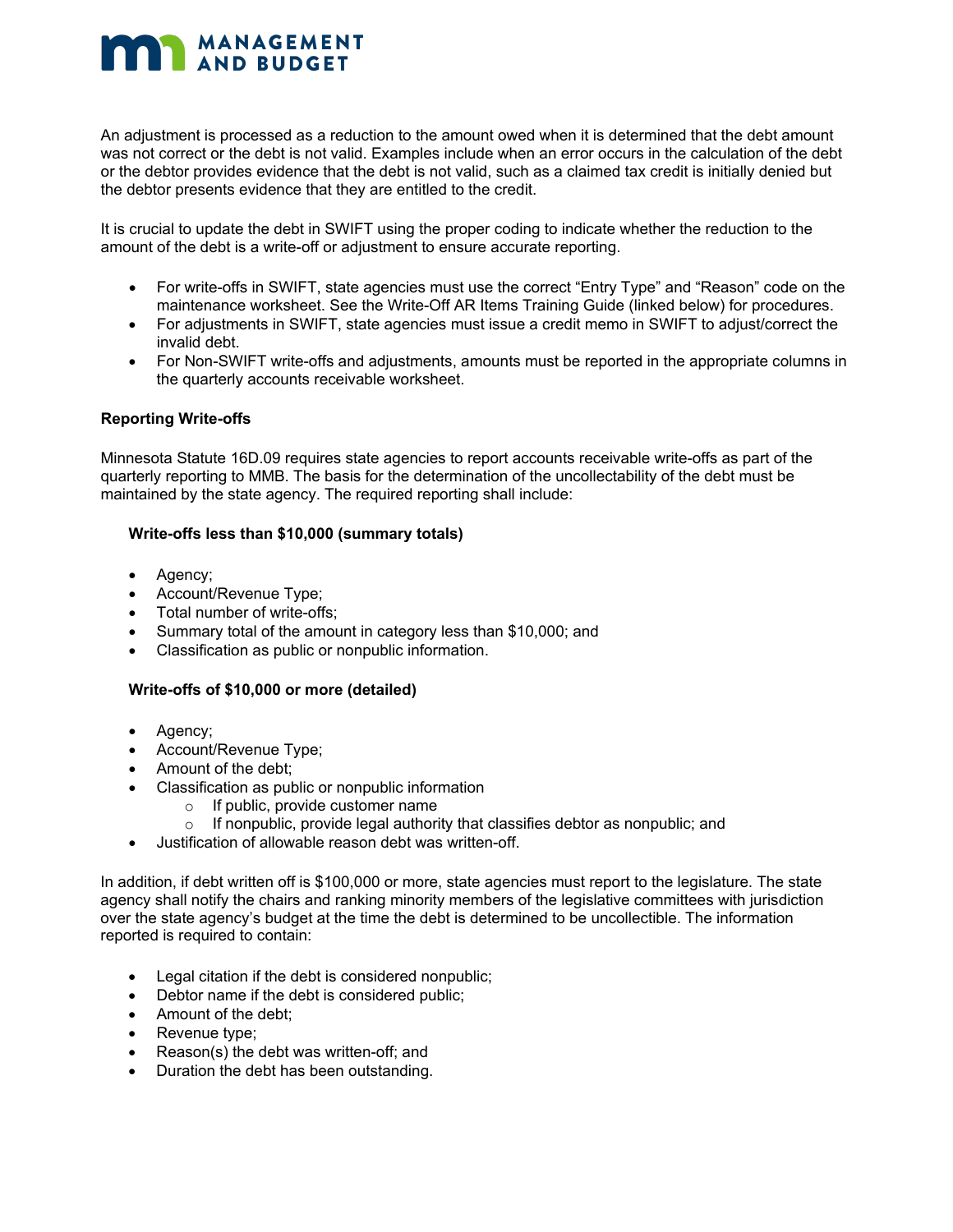An adjustment is processed as a reduction to the amount owed when it is determined that the debt amount was not correct or the debt is not valid. Examples include when an error occurs in the calculation of the debt or the debtor provides evidence that the debt is not valid, such as a claimed tax credit is initially denied but the debtor presents evidence that they are entitled to the credit.

It is crucial to update the debt in SWIFT using the proper coding to indicate whether the reduction to the amount of the debt is a write-off or adjustment to ensure accurate reporting.

- For write-offs in SWIFT, state agencies must use the correct "Entry Type" and "Reason" code on the maintenance worksheet. See the Write-Off AR Items Training Guide (linked below) for procedures.
- For adjustments in SWIFT, state agencies must issue a credit memo in SWIFT to adjust/correct the invalid debt.
- For Non-SWIFT write-offs and adjustments, amounts must be reported in the appropriate columns in the quarterly accounts receivable worksheet.

**Reporting Write-offs**

Minnesota Statute 16D.09 requires state agencies to report accounts receivable write-offs as part of the quarterly reporting to MMB. The basis for the determination of the uncollectability of the debt must be maintained by the state agency. The required reporting shall include:

**Write-offs less than $10,000 (summary totals)**

- Agency;
- Account/Revenue Type;
- Total number of write-offs;
- Summary total of the amount in category less than $10,000; and
- Classification as public or nonpublic information.

**Write-offs of $10,000 or more (detailed)**

- Agency;
- Account/Revenue Type;
- Amount of the debt;
- Classification as public or nonpublic information
  - If public, provide customer name
  - If nonpublic, provide legal authority that classifies debtor as nonpublic; and
- Justification of allowable reason debt was written-off.

In addition, if debt written off is $100,000 or more, state agencies must report to the legislature. The state agency shall notify the chairs and ranking minority members of the legislative committees with jurisdiction over the state agency's budget at the time the debt is determined to be uncollectible. The information reported is required to contain:

- Legal citation if the debt is considered nonpublic;
- Debtor name if the debt is considered public;
- Amount of the debt;
- Revenue type;
- Reason(s) the debt was written-off; and
- Duration the debt has been outstanding.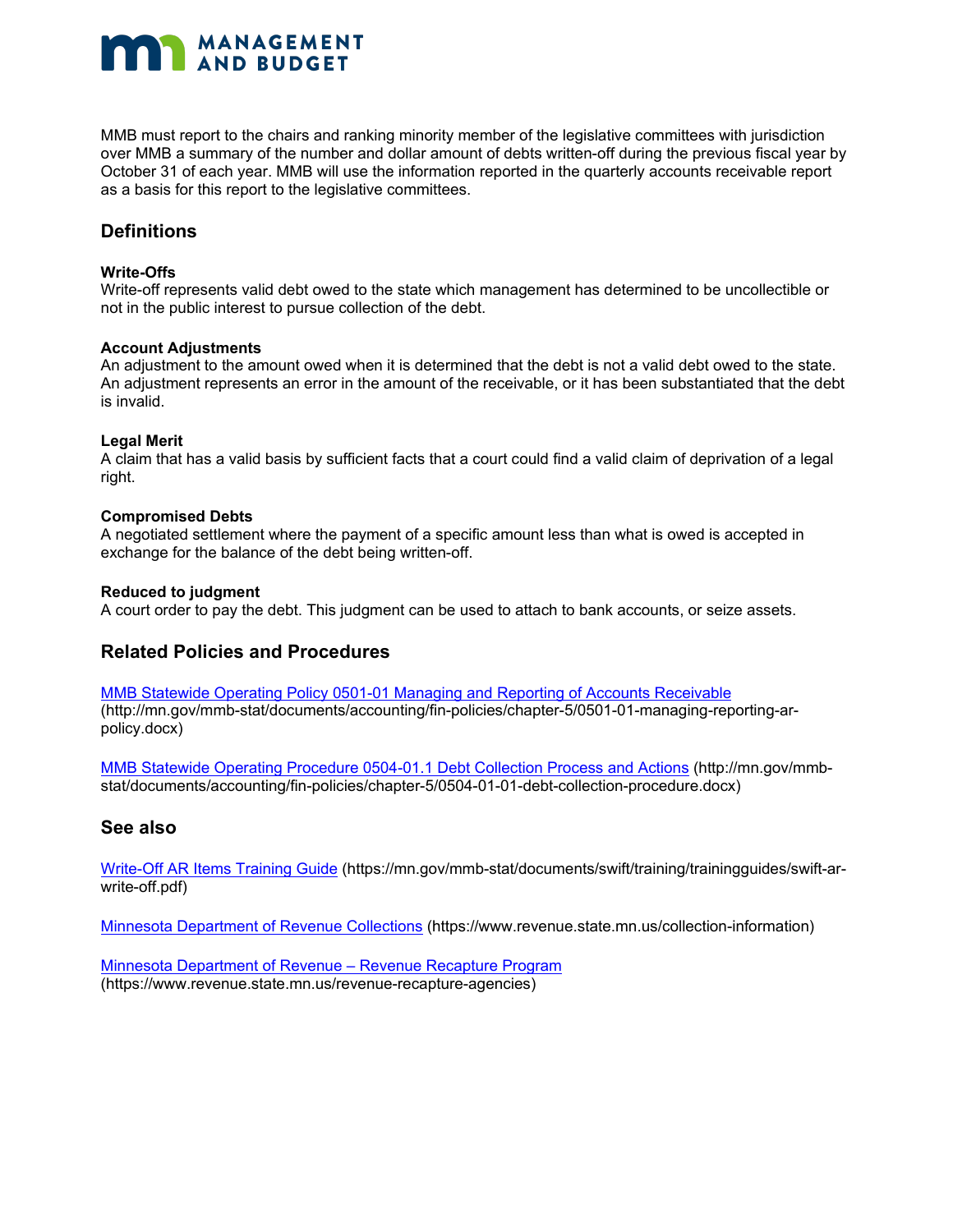MMB must report to the chairs and ranking minority member of the legislative committees with jurisdiction over MMB a summary of the number and dollar amount of debts written-off during the previous fiscal year by October 31 of each year. MMB will use the information reported in the quarterly accounts receivable report as a basis for this report to the legislative committees.

## Definitions

**Write-Offs**
Write-off represents valid debt owed to the state which management has determined to be uncollectible or not in the public interest to pursue collection of the debt.

**Account Adjustments**
An adjustment to the amount owed when it is determined that the debt is not a valid debt owed to the state. An adjustment represents an error in the amount of the receivable, or it has been substantiated that the debt is invalid.

**Legal Merit**
A claim that has a valid basis by sufficient facts that a court could find a valid claim of deprivation of a legal right.

**Compromised Debts**
A negotiated settlement where the payment of a specific amount less than what is owed is accepted in exchange for the balance of the debt being written-off.

**Reduced to judgment**
A court order to pay the debt. This judgment can be used to attach to bank accounts, or seize assets.

## Related Policies and Procedures

[MMB Statewide Operating Policy 0501-01 Managing and Reporting of Accounts Receivable](http://mn.gov/mmb-stat/documents/accounting/fin-policies/chapter-5/0501-01-managing-reporting-ar-policy.docx) (http://mn.gov/mmb-stat/documents/accounting/fin-policies/chapter-5/0501-01-managing-reporting-ar-policy.docx)

[MMB Statewide Operating Procedure 0504-01.1 Debt Collection Process and Actions](http://mn.gov/mmb-stat/documents/accounting/fin-policies/chapter-5/0504-01-01-debt-collection-procedure.docx) (http://mn.gov/mmb-stat/documents/accounting/fin-policies/chapter-5/0504-01-01-debt-collection-procedure.docx)

## See also

[Write-Off AR Items Training Guide](https://mn.gov/mmb-stat/documents/swift/training/trainingguides/swift-ar-write-off.pdf) (https://mn.gov/mmb-stat/documents/swift/training/trainingguides/swift-ar-write-off.pdf)

[Minnesota Department of Revenue Collections](https://www.revenue.state.mn.us/collection-information) (https://www.revenue.state.mn.us/collection-information)

[Minnesota Department of Revenue – Revenue Recapture Program](https://www.revenue.state.mn.us/revenue-recapture-agencies) (https://www.revenue.state.mn.us/revenue-recapture-agencies)